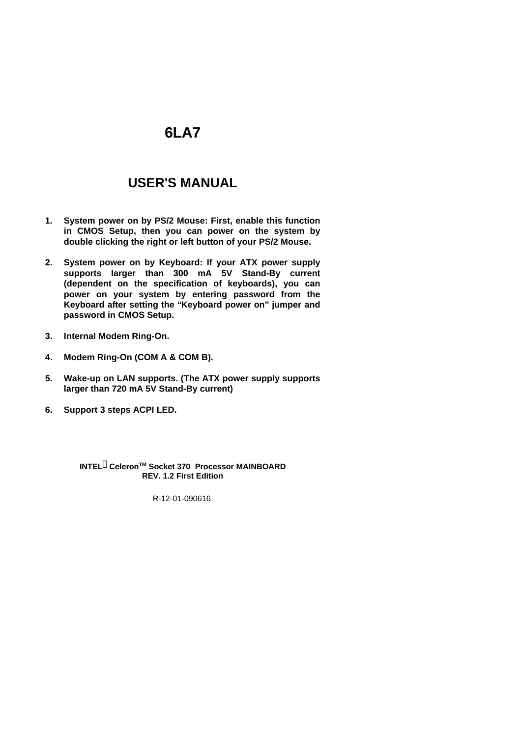# 6LA7

## USER'S MANUAL

1. **System power on by PS/2 Mouse: First, enable this function in CMOS Setup, then you can power on the system by double clicking the right or left button of your PS/2 Mouse.**

2. **System power on by Keyboard: If your ATX power supply supports larger than 300 mA 5V Stand-By current (dependent on the specification of keyboards), you can power on your system by entering password from the Keyboard after setting the "Keyboard power on" jumper and password in CMOS Setup.**

3. **Internal Modem Ring-On.**

4. **Modem Ring-On (COM A & COM B).**

5. **Wake-up on LAN supports. (The ATX power supply supports larger than 720 mA 5V Stand-By current)**

6. **Support 3 steps ACPI LED.**

**INTEL® Celeron™ Socket 370 Processor MAINBOARD**
**REV. 1.2 First Edition**

R-12-01-090616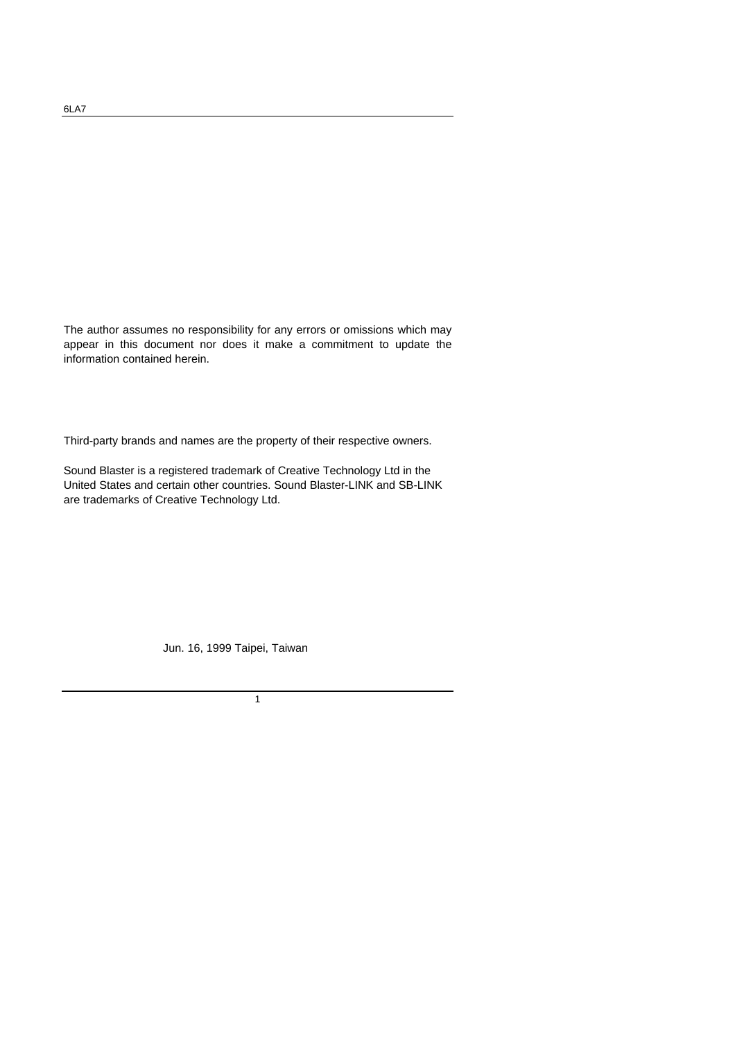The author assumes no responsibility for any errors or omissions which may appear in this document nor does it make a commitment to update the information contained herein.

Third-party brands and names are the property of their respective owners.

Sound Blaster is a registered trademark of Creative Technology Ltd in the United States and certain other countries. Sound Blaster-LINK and SB-LINK are trademarks of Creative Technology Ltd.

Jun. 16, 1999 Taipei, Taiwan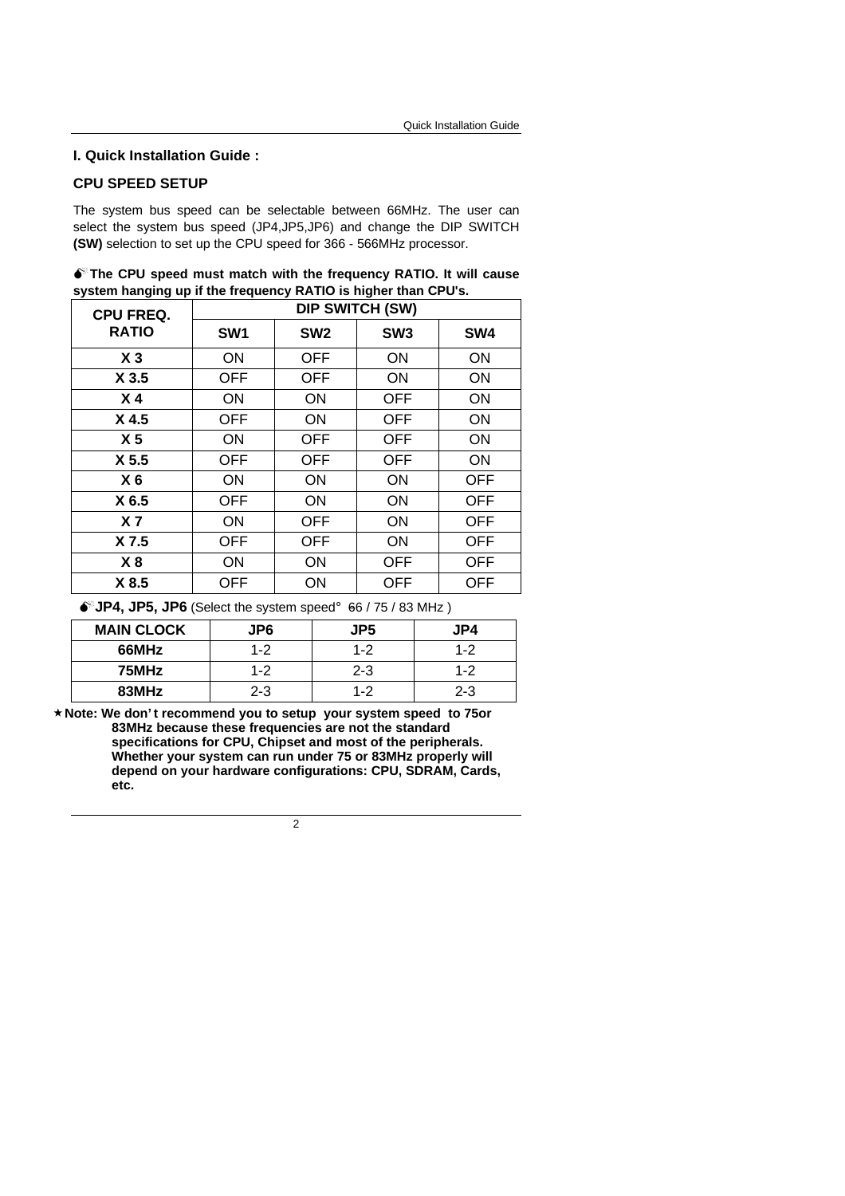## I. Quick Installation Guide :

### CPU SPEED SETUP

The system bus speed can be selectable between 66MHz. The user can select the system bus speed (JP4,JP5,JP6) and change the DIP SWITCH **(SW)** selection to set up the CPU speed for 366 - 566MHz processor.

**The CPU speed must match with the frequency RATIO. It will cause system hanging up if the frequency RATIO is higher than CPU's.**

| CPU FREQ. RATIO | DIP SWITCH (SW) | | | |
|---|---|---|---|---|
| | SW1 | SW2 | SW3 | SW4 |
| X 3 | ON | OFF | ON | ON |
| X 3.5 | OFF | OFF | ON | ON |
| X 4 | ON | ON | OFF | ON |
| X 4.5 | OFF | ON | OFF | ON |
| X 5 | ON | OFF | OFF | ON |
| X 5.5 | OFF | OFF | OFF | ON |
| X 6 | ON | ON | ON | OFF |
| X 6.5 | OFF | ON | ON | OFF |
| X 7 | ON | OFF | ON | OFF |
| X 7.5 | OFF | OFF | ON | OFF |
| X 8 | ON | ON | OFF | OFF |
| X 8.5 | OFF | ON | OFF | OFF |

**JP4, JP5, JP6** (Select the system speed: 66 / 75 / 83 MHz )

| MAIN CLOCK | JP6 | JP5 | JP4 |
|---|---|---|---|
| 66MHz | 1-2 | 1-2 | 1-2 |
| 75MHz | 1-2 | 2-3 | 1-2 |
| 83MHz | 2-3 | 1-2 | 2-3 |

★**Note: We don't recommend you to setup your system speed to 75or 83MHz because these frequencies are not the standard specifications for CPU, Chipset and most of the peripherals. Whether your system can run under 75 or 83MHz properly will depend on your hardware configurations: CPU, SDRAM, Cards, etc.**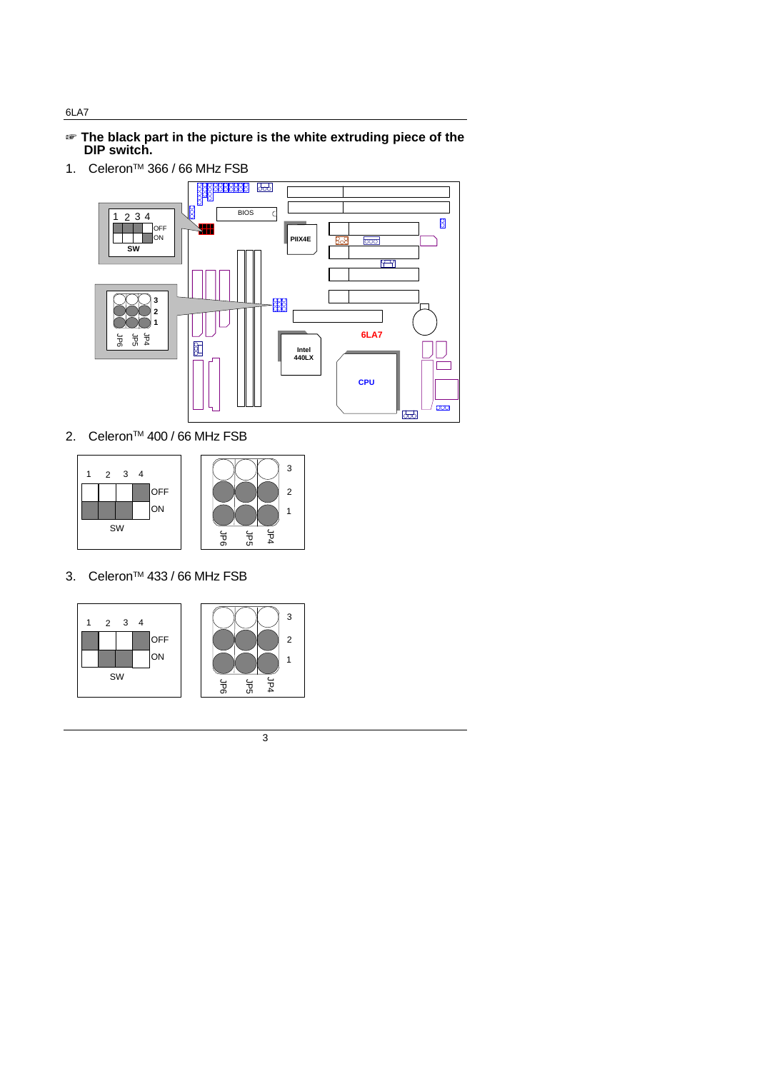☞ **The black part in the picture is the white extruding piece of the DIP switch.**

1. Celeron™ 366 / 66 MHz FSB

2. Celeron™ 400 / 66 MHz FSB

3. Celeron™ 433 / 66 MHz FSB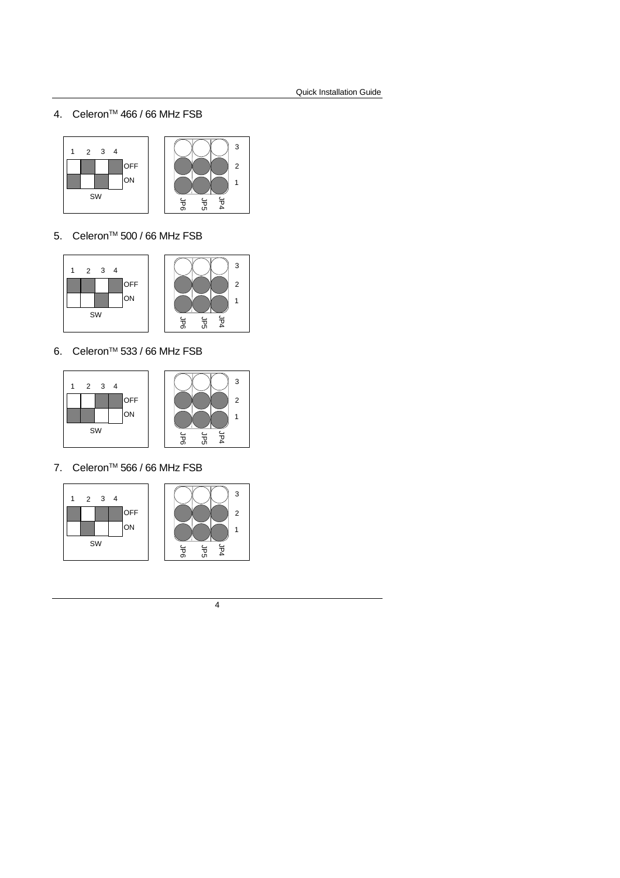4. Celeron™ 466 / 66 MHz FSB

| SW | 1 | 2 | 3 | 4 |
| --- | --- | --- | --- | --- |
| OFF | | ■ | | ■ |
| ON | ■ | | ■ | |

| | JP6 | JP5 | JP4 |
| --- | --- | --- | --- |
| 3 | ○ | ○ | ○ |
| 2 | ● | ● | ● |
| 1 | ● | ● | ● |

5. Celeron™ 500 / 66 MHz FSB

| SW | 1 | 2 | 3 | 4 |
| --- | --- | --- | --- | --- |
| OFF | ■ | ■ | | ■ |
| ON | | | ■ | |

| | JP6 | JP5 | JP4 |
| --- | --- | --- | --- |
| 3 | ○ | ○ | ○ |
| 2 | ● | ● | ● |
| 1 | ● | ● | ● |

6. Celeron™ 533 / 66 MHz FSB

| SW | 1 | 2 | 3 | 4 |
| --- | --- | --- | --- | --- |
| OFF | | | ■ | ■ |
| ON | ■ | ■ | | |

| | JP6 | JP5 | JP4 |
| --- | --- | --- | --- |
| 3 | ○ | ○ | ○ |
| 2 | ● | ● | ● |
| 1 | ● | ● | ● |

7. Celeron™ 566 / 66 MHz FSB

| SW | 1 | 2 | 3 | 4 |
| --- | --- | --- | --- | --- |
| OFF | ■ | | ■ | ■ |
| ON | | ■ | | |

| | JP6 | JP5 | JP4 |
| --- | --- | --- | --- |
| 3 | ○ | ○ | ○ |
| 2 | ● | ● | ● |
| 1 | ● | ● | ● |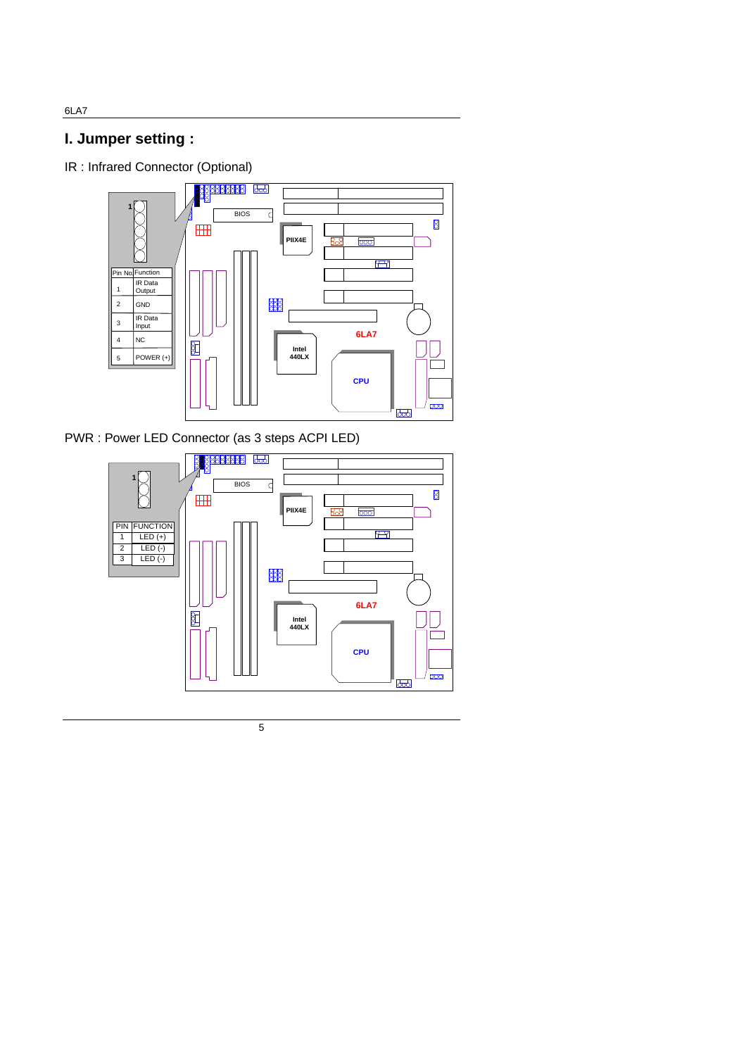# I. Jumper setting :

IR : Infrared Connector (Optional)

| Pin No | Function |
| --- | --- |
| 1 | IR Data Output |
| 2 | GND |
| 3 | IR Data Input |
| 4 | NC |
| 5 | POWER (+) |

PWR : Power LED Connector (as 3 steps ACPI LED)

| PIN | FUNCTION |
| --- | --- |
| 1 | LED (+) |
| 2 | LED (-) |
| 3 | LED (-) |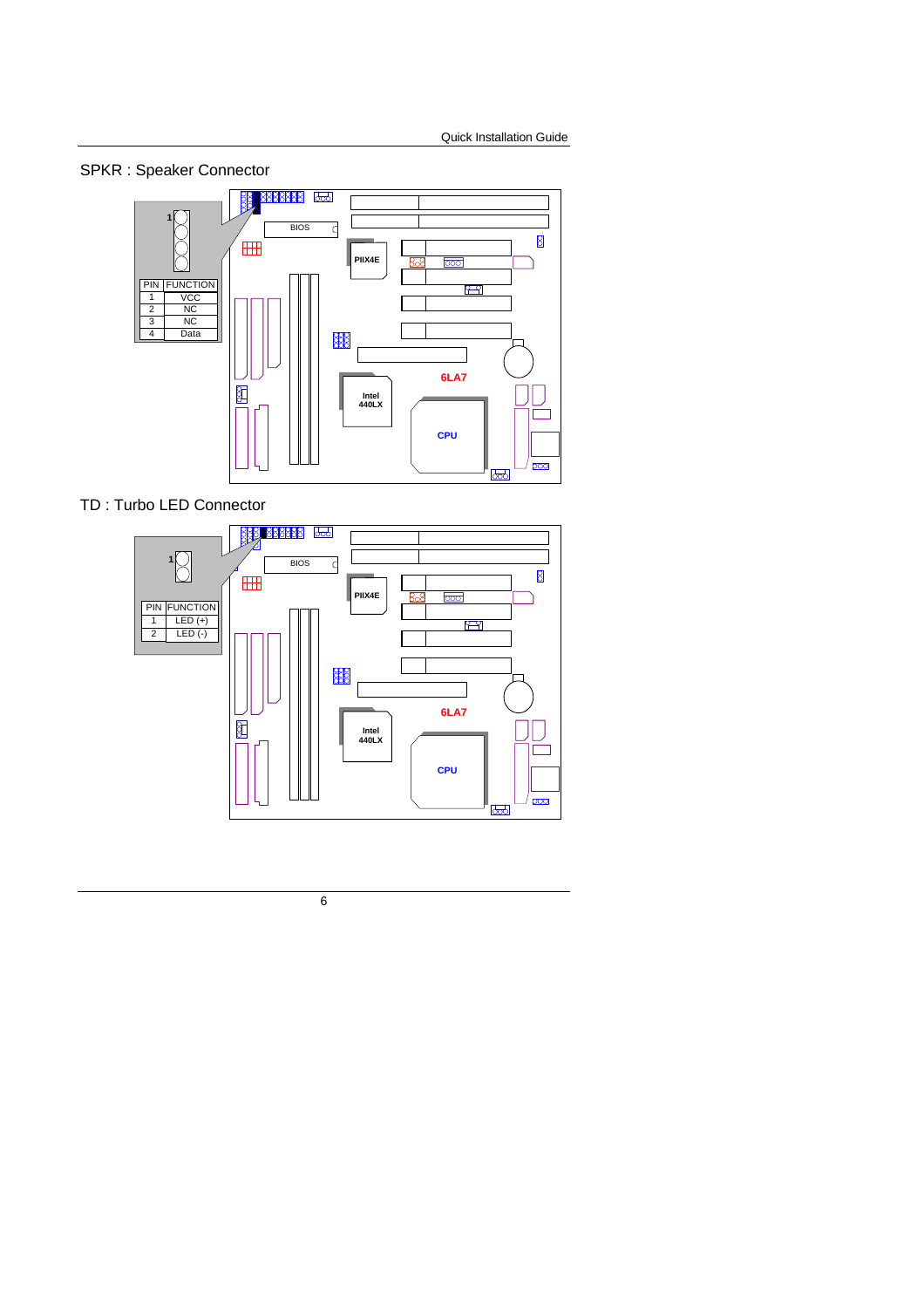## SPKR : Speaker Connector

| PIN | FUNCTION |
| --- | --- |
| 1 | VCC |
| 2 | NC |
| 3 | NC |
| 4 | Data |

## TD : Turbo LED Connector

| PIN | FUNCTION |
| --- | --- |
| 1 | LED (+) |
| 2 | LED (-) |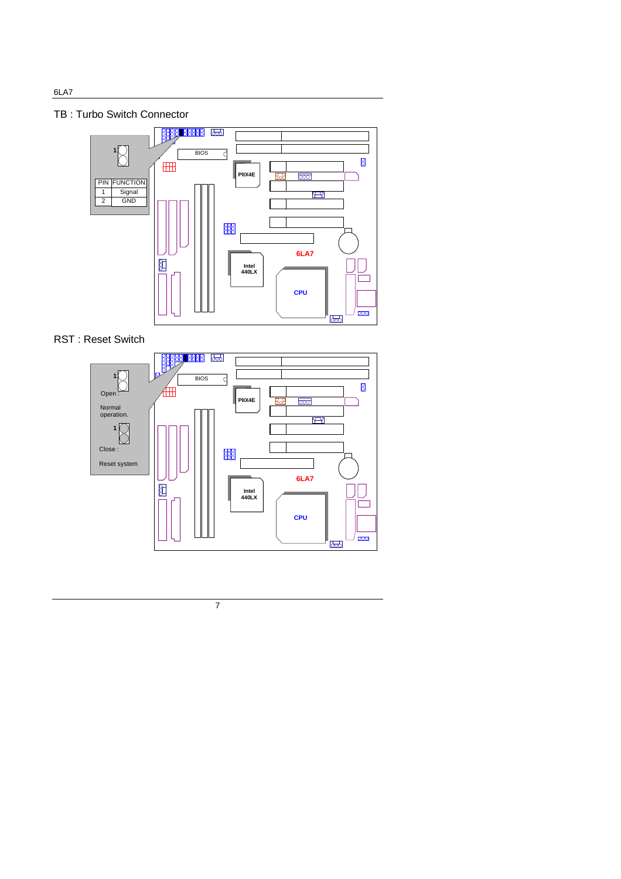## TB : Turbo Switch Connector

| PIN | FUNCTION |
| --- | --- |
| 1 | Signal |
| 2 | GND |

## RST : Reset Switch

Open : Normal operation.

Close : Reset system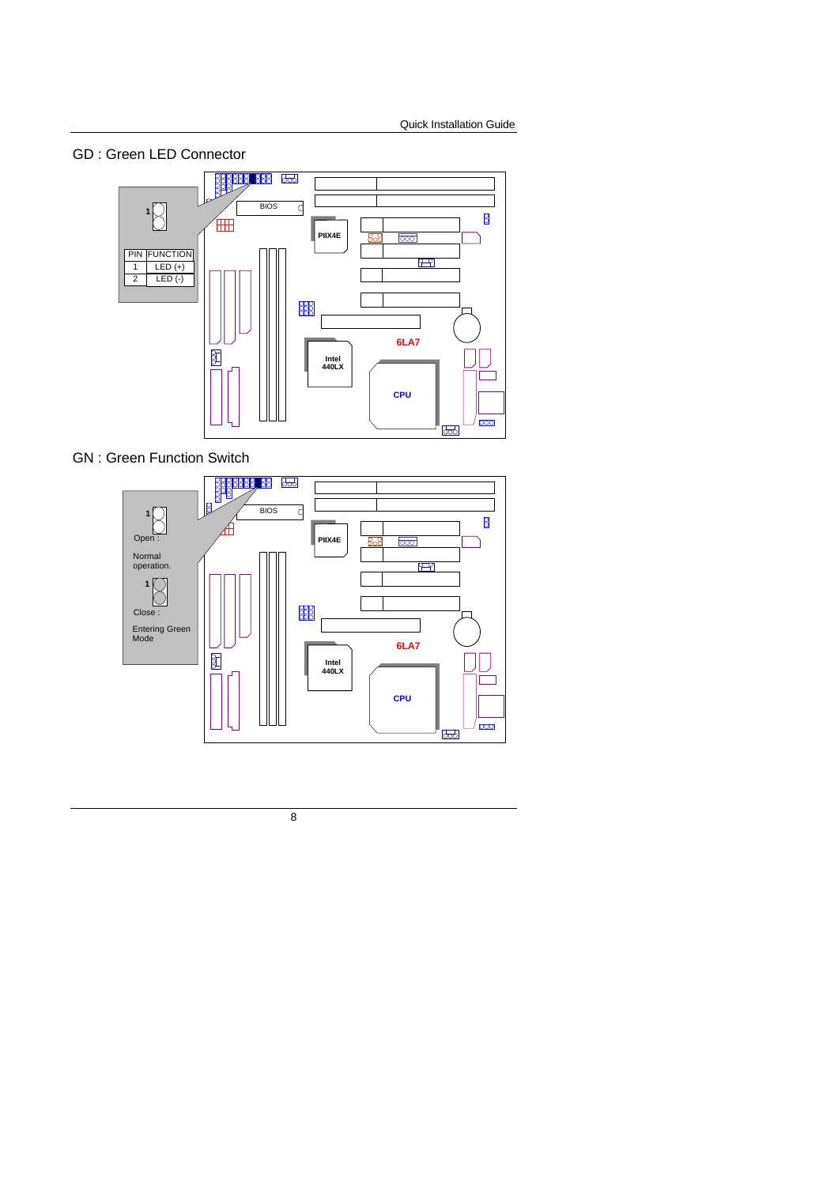## GD : Green LED Connector

| PIN | FUNCTION |
| --- | --- |
| 1 | LED (+) |
| 2 | LED (-) |

## GN : Green Function Switch

Open : Normal operation.

Close : Entering Green Mode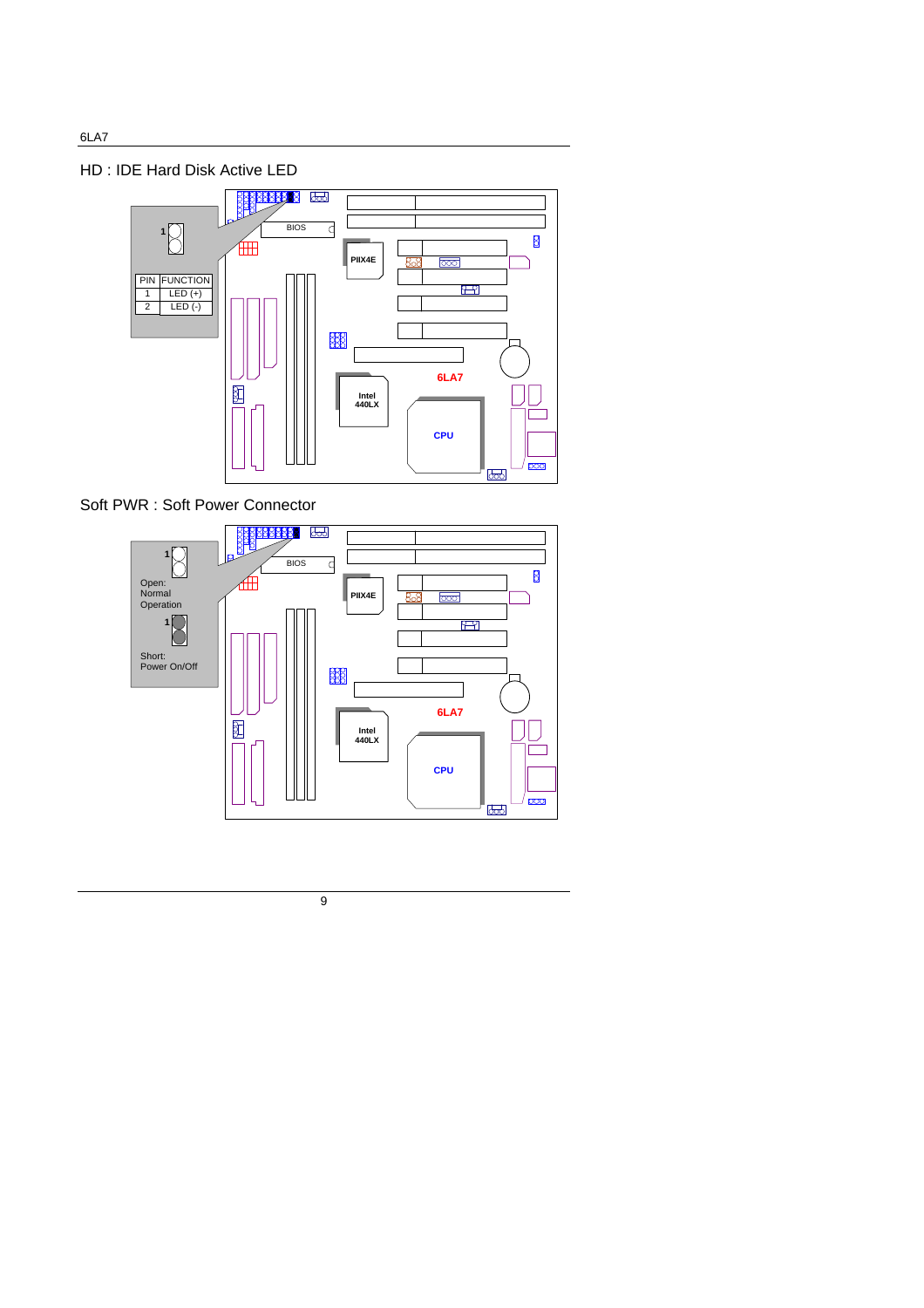## HD : IDE Hard Disk Active LED

| PIN | FUNCTION |
|---|---|
| 1 | LED (+) |
| 2 | LED (-) |

## Soft PWR : Soft Power Connector

Open: Normal Operation

Short: Power On/Off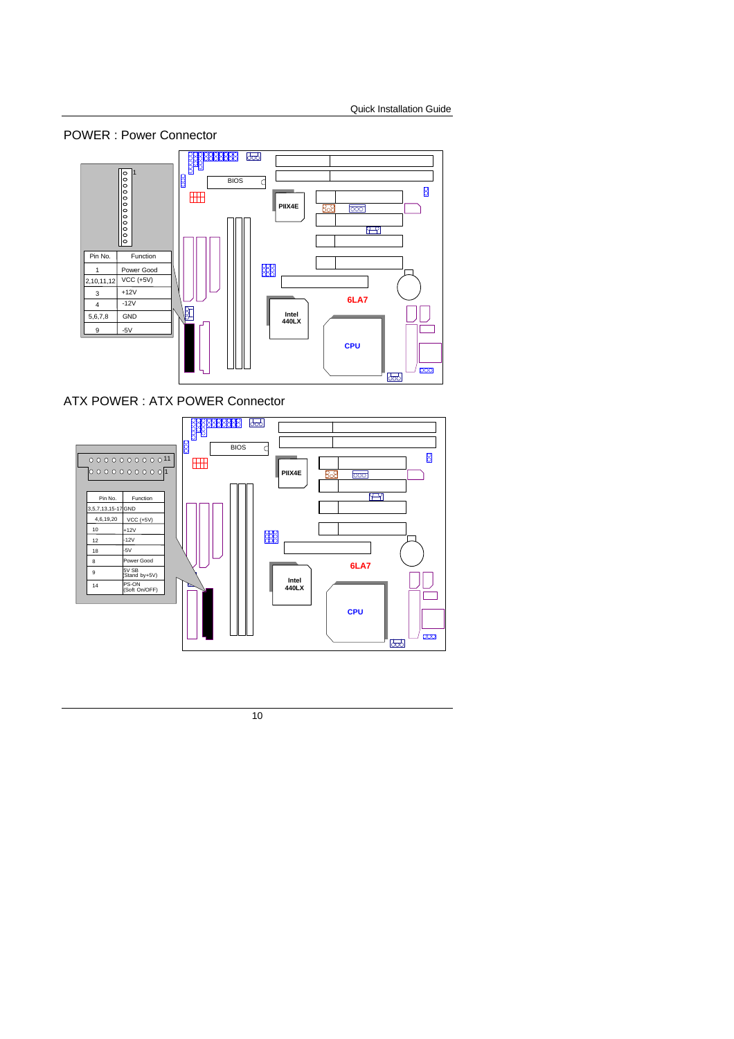## POWER : Power Connector

| Pin No. | Function |
|---|---|
| 1 | Power Good |
| 2,10,11,12 | VCC (+5V) |
| 3 | +12V |
| 4 | -12V |
| 5,6,7,8 | GND |
| 9 | -5V |

## ATX POWER : ATX POWER Connector

| Pin No. | Function |
|---|---|
| 3,5,7,13,15-17 | GND |
| 4,6,19,20 | VCC (+5V) |
| 10 | +12V |
| 12 | -12V |
| 18 | -5V |
| 8 | Power Good |
| 9 | 5V SB (Stand by+5V) |
| 14 | PS-ON (Soft On/OFF) |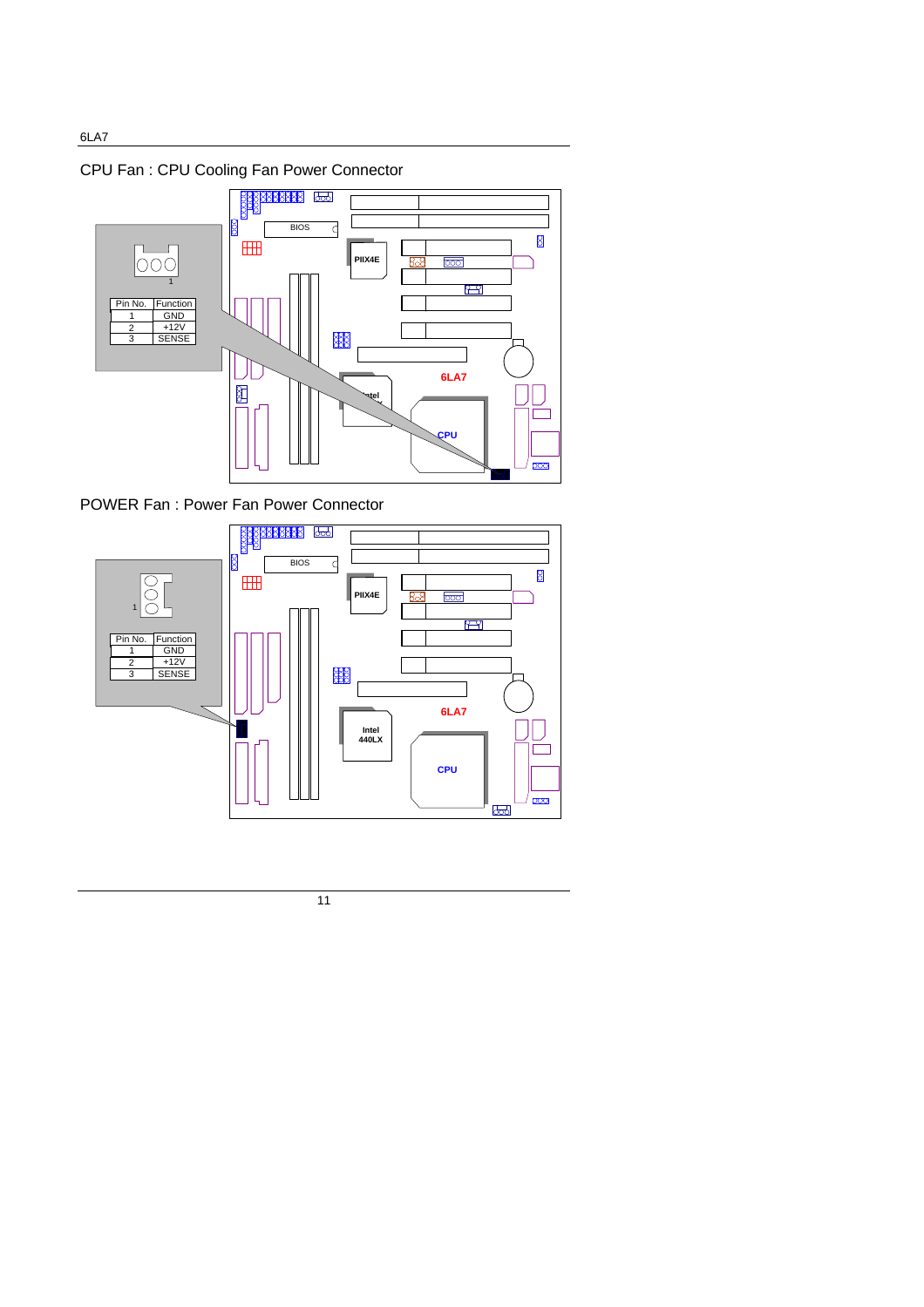## CPU Fan : CPU Cooling Fan Power Connector

| Pin No. | Function |
|---|---|
| 1 | GND |
| 2 | +12V |
| 3 | SENSE |

## POWER Fan : Power Fan Power Connector

| Pin No. | Function |
|---|---|
| 1 | GND |
| 2 | +12V |
| 3 | SENSE |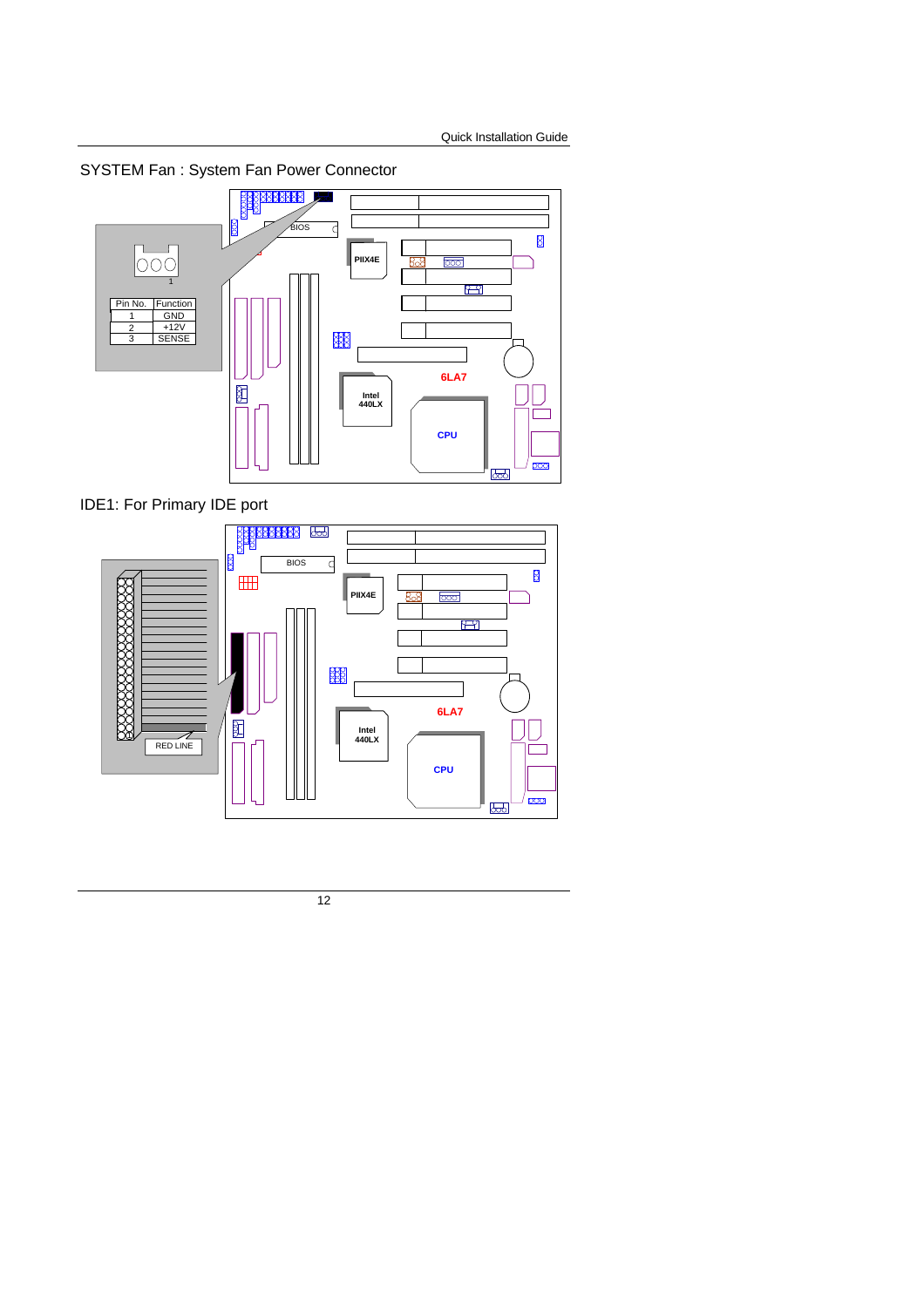SYSTEM Fan : System Fan Power Connector

| Pin No. | Function |
|---|---|
| 1 | GND |
| 2 | +12V |
| 3 | SENSE |

IDE1: For Primary IDE port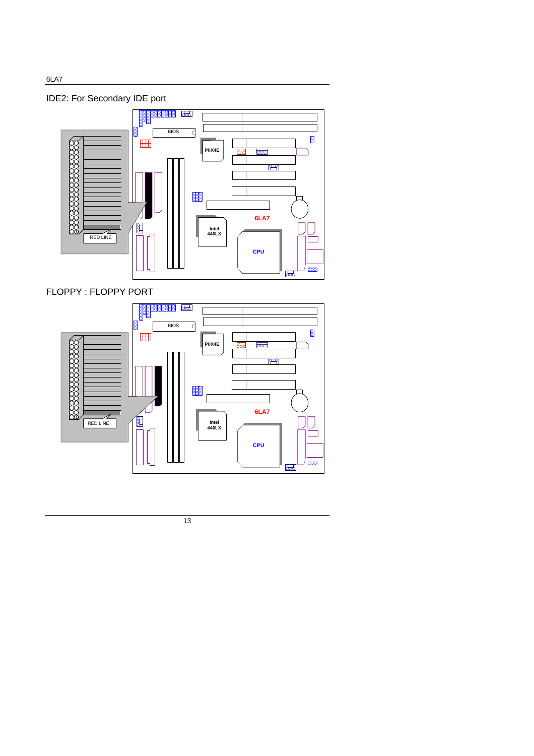IDE2: For Secondary IDE port

FLOPPY : FLOPPY PORT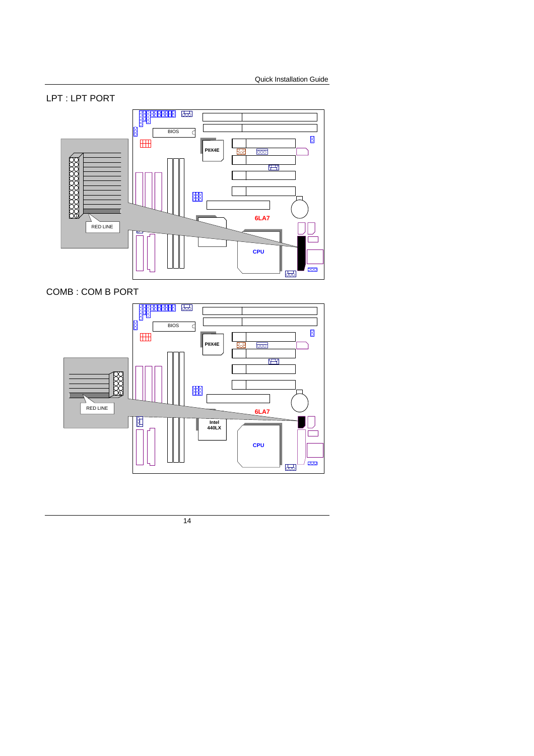LPT : LPT PORT

COMB : COM B PORT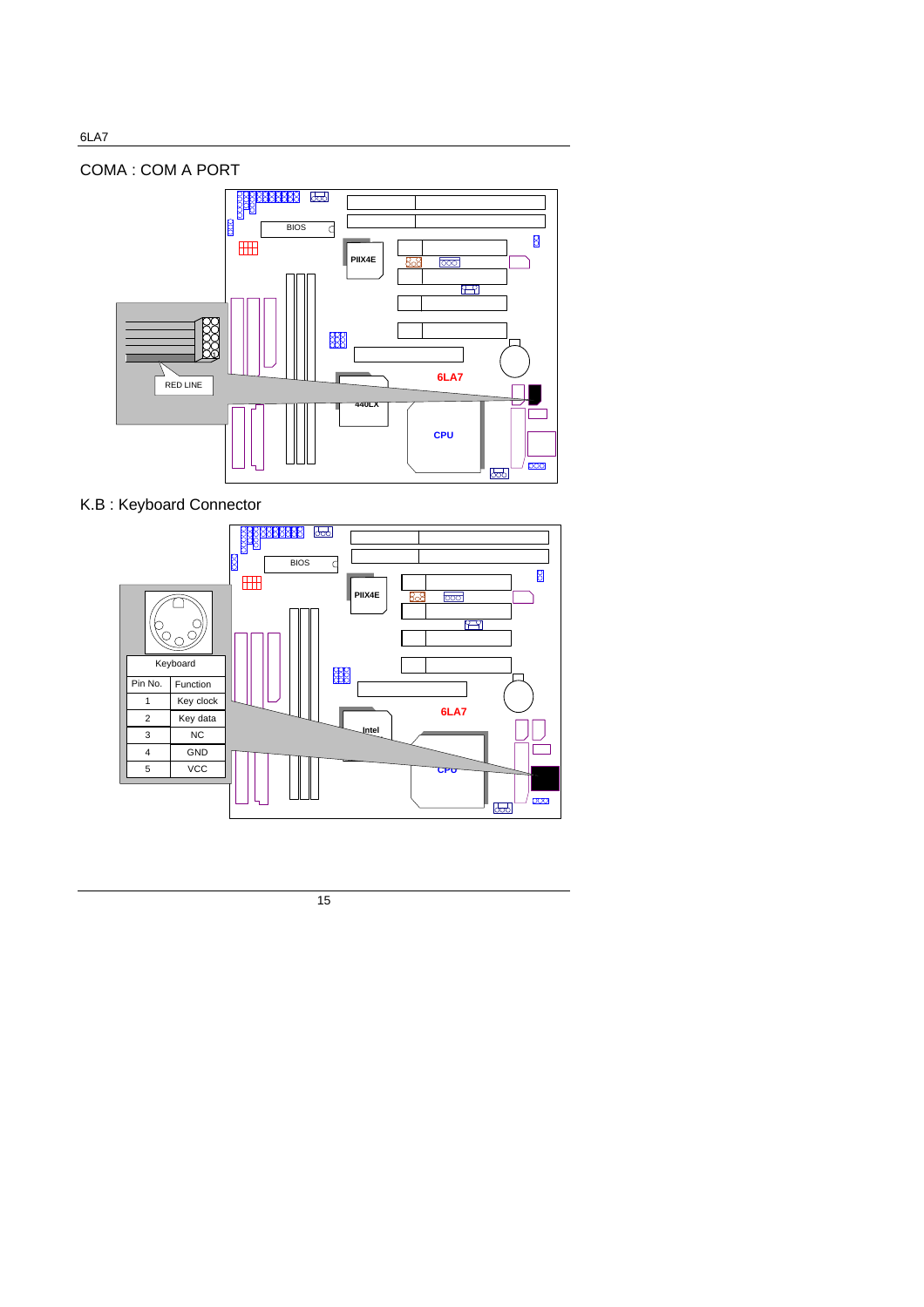## COMA : COM A PORT

## K.B : Keyboard Connector

| Pin No. | Function |
|---|---|
| 1 | Key clock |
| 2 | Key data |
| 3 | NC |
| 4 | GND |
| 5 | VCC |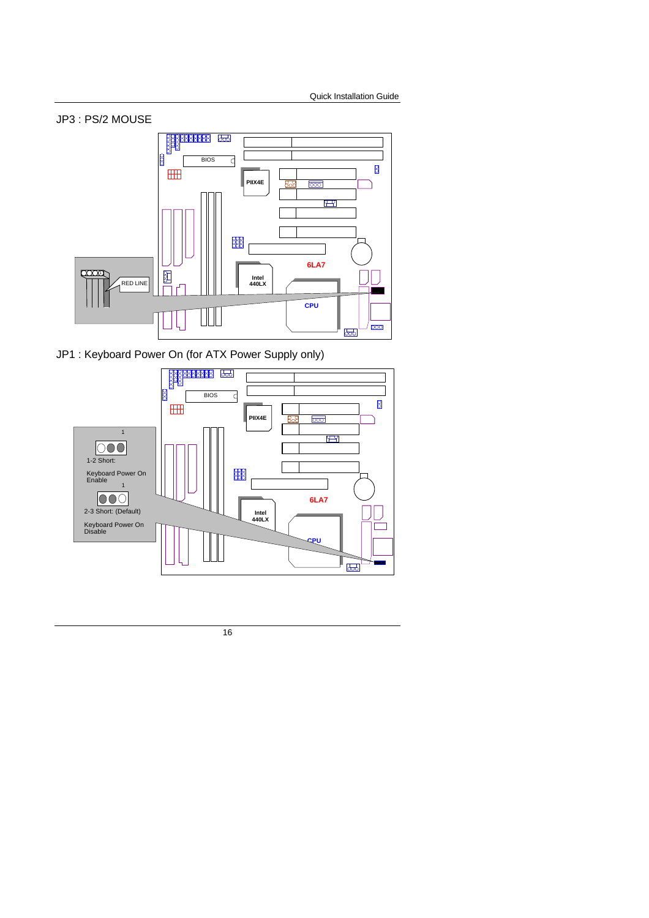## JP3 : PS/2 MOUSE

RED LINE

## JP1 : Keyboard Power On (for ATX Power Supply only)

1-2 Short:

Keyboard Power On Enable

2-3 Short: (Default)

Keyboard Power On Disable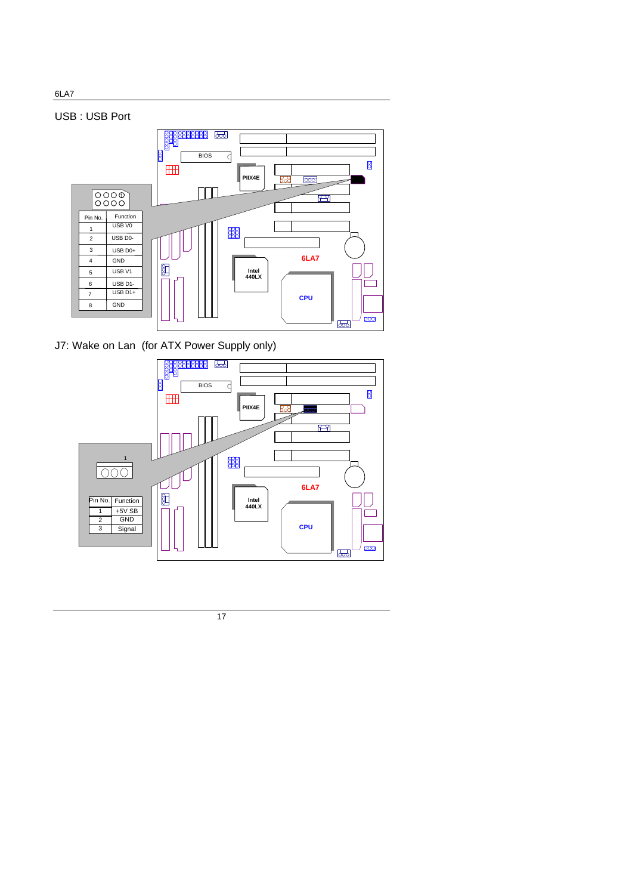## USB : USB Port

| Pin No. | Function |
|---|---|
| 1 | USB V0 |
| 2 | USB D0- |
| 3 | USB D0+ |
| 4 | GND |
| 5 | USB V1 |
| 6 | USB D1- |
| 7 | USB D1+ |
| 8 | GND |

## J7: Wake on Lan (for ATX Power Supply only)

| Pin No. | Function |
|---|---|
| 1 | +5V SB |
| 2 | GND |
| 3 | Signal |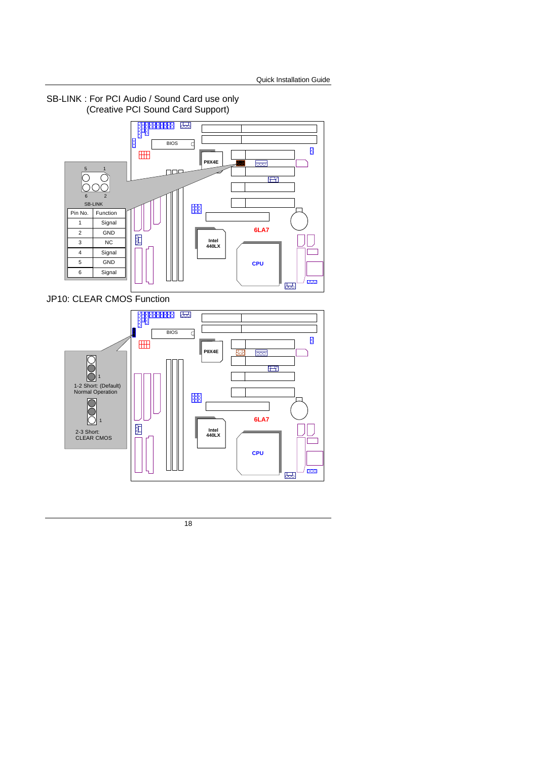## SB-LINK : For PCI Audio / Sound Card use only (Creative PCI Sound Card Support)

SB-LINK

| Pin No. | Function |
| --- | --- |
| 1 | Signal |
| 2 | GND |
| 3 | NC |
| 4 | Signal |
| 5 | GND |
| 6 | Signal |

## JP10: CLEAR CMOS Function

1-2 Short: (Default) Normal Operation

2-3 Short: CLEAR CMOS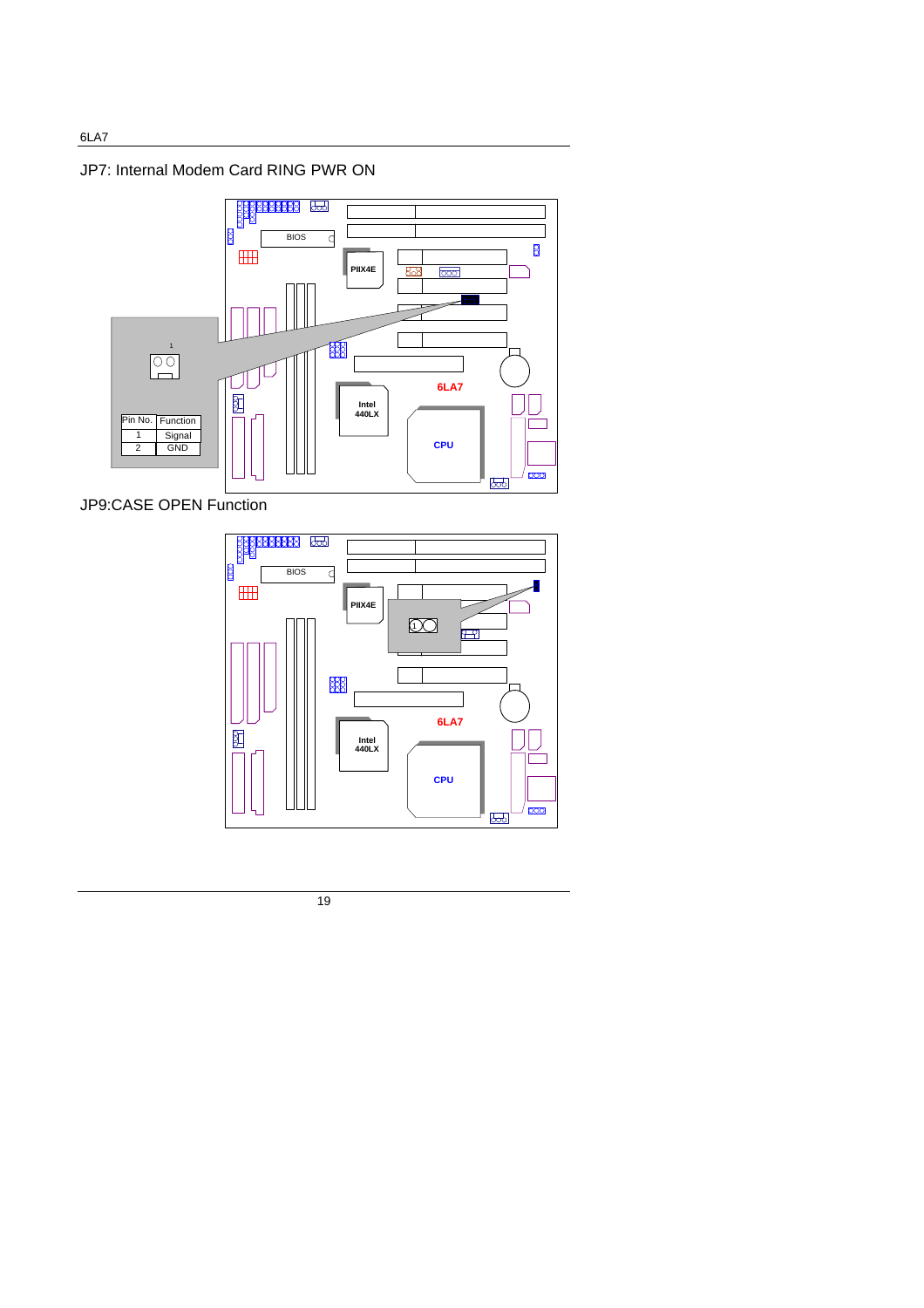## JP7: Internal Modem Card RING PWR ON

| Pin No. | Function |
|---|---|
| 1 | Signal |
| 2 | GND |

## JP9:CASE OPEN Function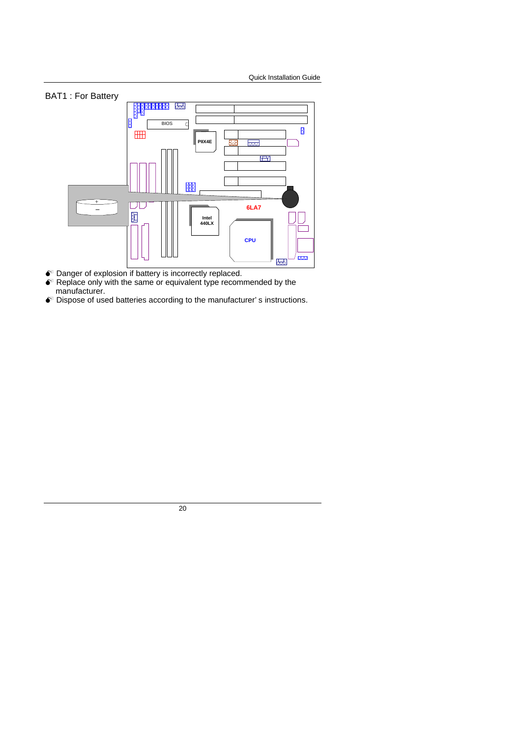BAT1 : For Battery

- Danger of explosion if battery is incorrectly replaced.
- Replace only with the same or equivalent type recommended by the manufacturer.
- Dispose of used batteries according to the manufacturer' s instructions.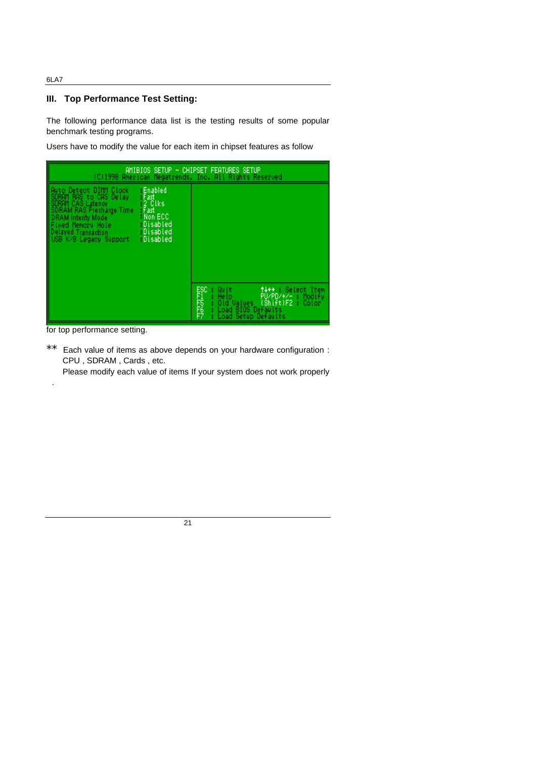## III. Top Performance Test Setting:

The following performance data list is the testing results of some popular benchmark testing programs.

Users have to modify the value for each item in chipset features as follow

```
AMIBIOS SETUP - CHIPSET FEATURES SETUP
(C)1998 American Megatrends, Inc. All Rights Reserved

Auto Detect DIMM Clock        :Enabled
SDRAM RAS to CAS Delay        :Fast
SDRAM CAS Latency             :2 Clks
SDRAM RAS Precharge Time      :Fast
DRAM Interity Mode            :Non ECC
Fixed Memory Hole             :Disabled
Delayed Transaction           :Disabled
USB K/B Legacy Support        :Disabled

ESC : Quit              ↑↓←→ : Select Item
F1  : Help              PU/PD/+/- : Modify
F5  : Old Values        (Shift)F2 : Color
F6  : Load BIOS Defaults
F7  : Load Setup Defaults
```

for top performance setting.

** Each value of items as above depends on your hardware configuration : CPU , SDRAM , Cards , etc.

Please modify each value of items If your system does not work properly .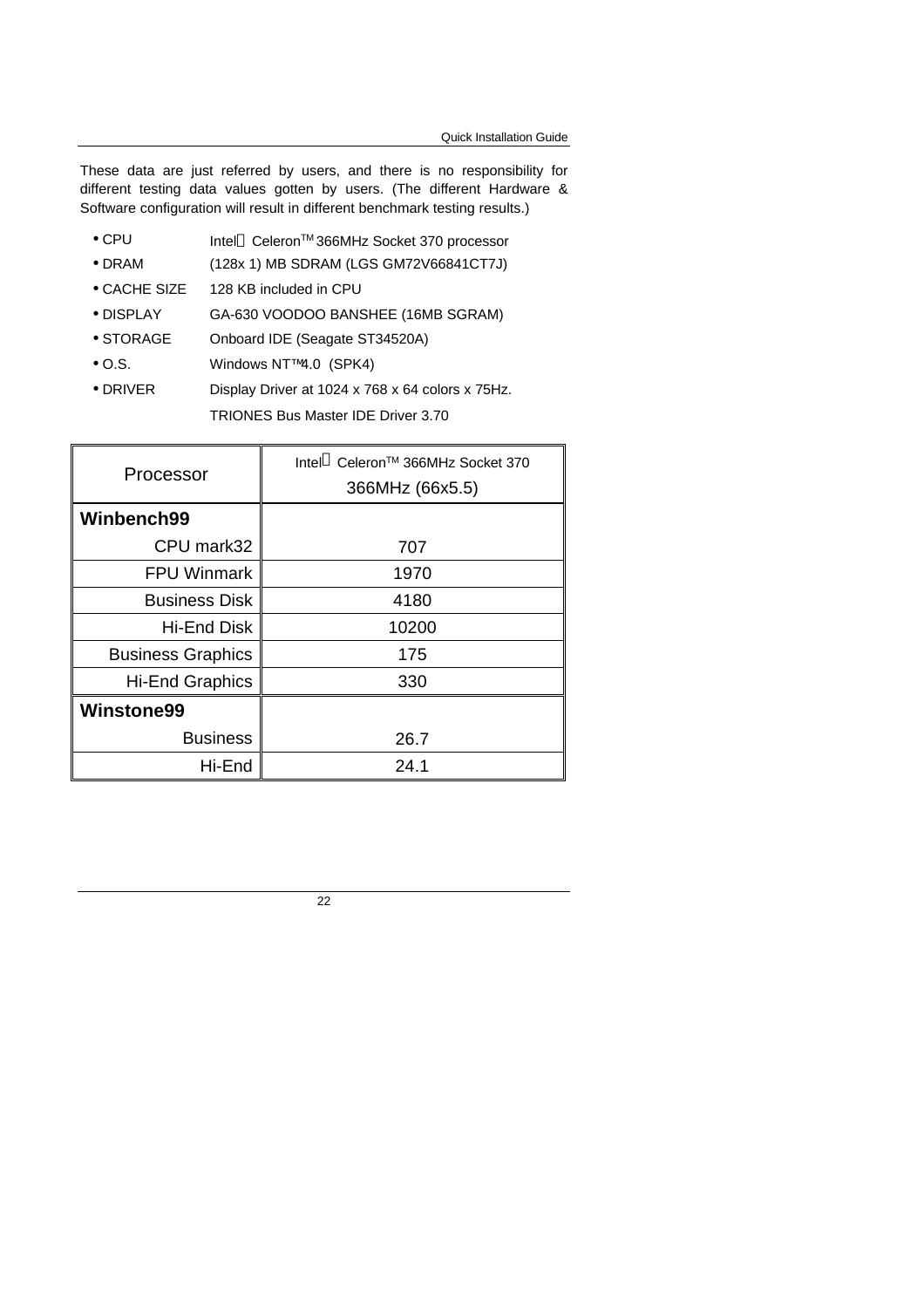These data are just referred by users, and there is no responsibility for different testing data values gotten by users. (The different Hardware & Software configuration will result in different benchmark testing results.)

- CPU Intel Celeron™ 366MHz Socket 370 processor
- DRAM (128x 1) MB SDRAM (LGS GM72V66841CT7J)
- CACHE SIZE 128 KB included in CPU
- DISPLAY GA-630 VOODOO BANSHEE (16MB SGRAM)
- STORAGE Onboard IDE (Seagate ST34520A)
- O.S. Windows NT™ 4.0 (SPK4)
- DRIVER Display Driver at 1024 x 768 x 64 colors x 75Hz.
  TRIONES Bus Master IDE Driver 3.70

| Processor | Intel Celeron™ 366MHz Socket 370 366MHz (66x5.5) |
|---|---|
| **Winbench99** | |
| CPU mark32 | 707 |
| FPU Winmark | 1970 |
| Business Disk | 4180 |
| Hi-End Disk | 10200 |
| Business Graphics | 175 |
| Hi-End Graphics | 330 |
| **Winstone99** | |
| Business | 26.7 |
| Hi-End | 24.1 |